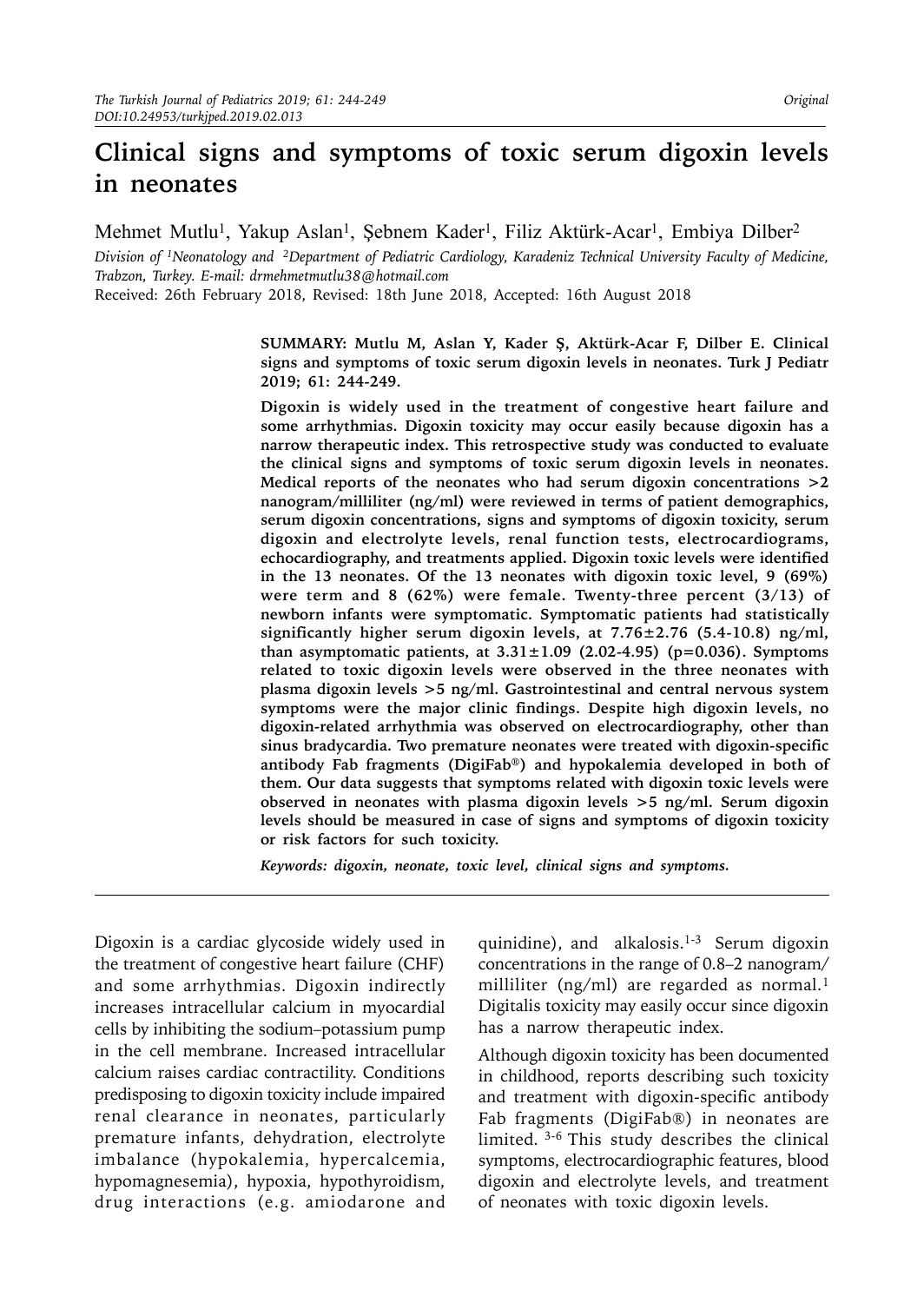# Clinical signs and symptoms of toxic serum digoxin levels in neonates

Mehmet Mutlu[1], Yakup Aslan[1], Şebnem Kader[1], Filiz Aktürk-Acar[1], Embiya Dilber[2]

*Division of [1]Neonatology and [2]Department of Pediatric Cardiology, Karadeniz Technical University Faculty of Medicine, Trabzon, Turkey. E-mail: drmehmetmutlu38@hotmail.com*

Received: 26th February 2018, Revised: 18th June 2018, Accepted: 16th August 2018

**SUMMARY: Mutlu M, Aslan Y, Kader Ş, Aktürk-Acar F, Dilber E. Clinical signs and symptoms of toxic serum digoxin levels in neonates. Turk J Pediatr 2019; 61: 244-249.**

**Digoxin is widely used in the treatment of congestive heart failure and some arrhythmias. Digoxin toxicity may occur easily because digoxin has a narrow therapeutic index. This retrospective study was conducted to evaluate the clinical signs and symptoms of toxic serum digoxin levels in neonates. Medical reports of the neonates who had serum digoxin concentrations >2 nanogram/milliliter (ng/ml) were reviewed in terms of patient demographics, serum digoxin concentrations, signs and symptoms of digoxin toxicity, serum digoxin and electrolyte levels, renal function tests, electrocardiograms, echocardiography, and treatments applied. Digoxin toxic levels were identified in the 13 neonates. Of the 13 neonates with digoxin toxic level, 9 (69%) were term and 8 (62%) were female. Twenty-three percent (3/13) of newborn infants were symptomatic. Symptomatic patients had statistically significantly higher serum digoxin levels, at 7.76±2.76 (5.4-10.8) ng/ml, than asymptomatic patients, at 3.31±1.09 (2.02-4.95) (p=0.036). Symptoms related to toxic digoxin levels were observed in the three neonates with plasma digoxin levels >5 ng/ml. Gastrointestinal and central nervous system symptoms were the major clinic findings. Despite high digoxin levels, no digoxin-related arrhythmia was observed on electrocardiography, other than sinus bradycardia. Two premature neonates were treated with digoxin-specific antibody Fab fragments (DigiFab®) and hypokalemia developed in both of them. Our data suggests that symptoms related with digoxin toxic levels were observed in neonates with plasma digoxin levels >5 ng/ml. Serum digoxin levels should be measured in case of signs and symptoms of digoxin toxicity or risk factors for such toxicity.**

*Keywords: digoxin, neonate, toxic level, clinical signs and symptoms.*

Digoxin is a cardiac glycoside widely used in the treatment of congestive heart failure (CHF) and some arrhythmias. Digoxin indirectly increases intracellular calcium in myocardial cells by inhibiting the sodium–potassium pump in the cell membrane. Increased intracellular calcium raises cardiac contractility. Conditions predisposing to digoxin toxicity include impaired renal clearance in neonates, particularly premature infants, dehydration, electrolyte imbalance (hypokalemia, hypercalcemia, hypomagnesemia), hypoxia, hypothyroidism, drug interactions (e.g. amiodarone and quinidine), and alkalosis.[1-3] Serum digoxin concentrations in the range of 0.8–2 nanogram/milliliter (ng/ml) are regarded as normal.[1] Digitalis toxicity may easily occur since digoxin has a narrow therapeutic index.

Although digoxin toxicity has been documented in childhood, reports describing such toxicity and treatment with digoxin-specific antibody Fab fragments (DigiFab®) in neonates are limited. [3-6] This study describes the clinical symptoms, electrocardiographic features, blood digoxin and electrolyte levels, and treatment of neonates with toxic digoxin levels.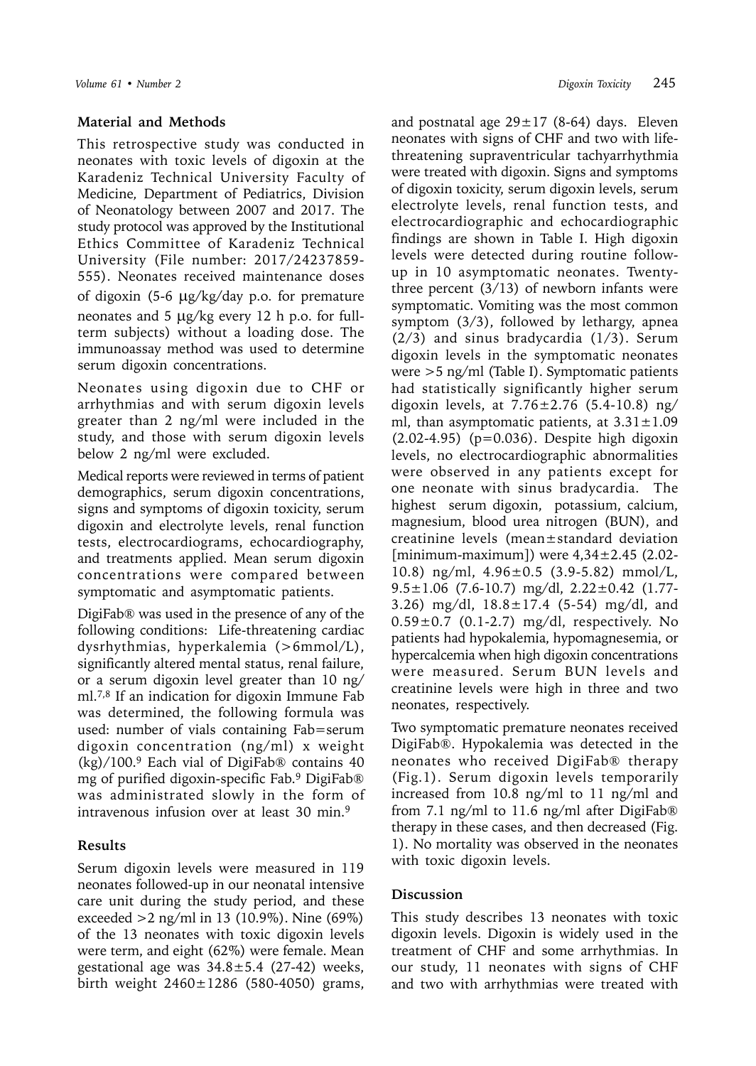## Material and Methods

This retrospective study was conducted in neonates with toxic levels of digoxin at the Karadeniz Technical University Faculty of Medicine, Department of Pediatrics, Division of Neonatology between 2007 and 2017. The study protocol was approved by the Institutional Ethics Committee of Karadeniz Technical University (File number: 2017/24237859-555). Neonates received maintenance doses of digoxin (5-6 μg/kg/day p.o. for premature neonates and 5 μg/kg every 12 h p.o. for full-term subjects) without a loading dose. The immunoassay method was used to determine serum digoxin concentrations.

Neonates using digoxin due to CHF or arrhythmias and with serum digoxin levels greater than 2 ng/ml were included in the study, and those with serum digoxin levels below 2 ng/ml were excluded.

Medical reports were reviewed in terms of patient demographics, serum digoxin concentrations, signs and symptoms of digoxin toxicity, serum digoxin and electrolyte levels, renal function tests, electrocardiograms, echocardiography, and treatments applied. Mean serum digoxin concentrations were compared between symptomatic and asymptomatic patients.

DigiFab® was used in the presence of any of the following conditions: Life-threatening cardiac dysrhythmias, hyperkalemia (>6mmol/L), significantly altered mental status, renal failure, or a serum digoxin level greater than 10 ng/ml.[7,8] If an indication for digoxin Immune Fab was determined, the following formula was used: number of vials containing Fab=serum digoxin concentration (ng/ml) x weight (kg)/100.[9] Each vial of DigiFab® contains 40 mg of purified digoxin-specific Fab.[9] DigiFab® was administrated slowly in the form of intravenous infusion over at least 30 min.[9]

## Results

Serum digoxin levels were measured in 119 neonates followed-up in our neonatal intensive care unit during the study period, and these exceeded >2 ng/ml in 13 (10.9%). Nine (69%) of the 13 neonates with toxic digoxin levels were term, and eight (62%) were female. Mean gestational age was 34.8±5.4 (27-42) weeks, birth weight 2460±1286 (580-4050) grams, and postnatal age 29±17 (8-64) days. Eleven neonates with signs of CHF and two with life-threatening supraventricular tachyarrhythmia were treated with digoxin. Signs and symptoms of digoxin toxicity, serum digoxin levels, serum electrolyte levels, renal function tests, and electrocardiographic and echocardiographic findings are shown in Table I. High digoxin levels were detected during routine follow-up in 10 asymptomatic neonates. Twenty-three percent (3/13) of newborn infants were symptomatic. Vomiting was the most common symptom (3/3), followed by lethargy, apnea (2/3) and sinus bradycardia (1/3). Serum digoxin levels in the symptomatic neonates were >5 ng/ml (Table I). Symptomatic patients had statistically significantly higher serum digoxin levels, at 7.76±2.76 (5.4-10.8) ng/ml, than asymptomatic patients, at 3.31±1.09 (2.02-4.95) ($p=0.036$). Despite high digoxin levels, no electrocardiographic abnormalities were observed in any patients except for one neonate with sinus bradycardia. The highest serum digoxin, potassium, calcium, magnesium, blood urea nitrogen (BUN), and creatinine levels (mean±standard deviation [minimum-maximum]) were 4,34±2.45 (2.02-10.8) ng/ml, 4.96±0.5 (3.9-5.82) mmol/L, 9.5±1.06 (7.6-10.7) mg/dl, 2.22±0.42 (1.77-3.26) mg/dl, 18.8±17.4 (5-54) mg/dl, and 0.59±0.7 (0.1-2.7) mg/dl, respectively. No patients had hypokalemia, hypomagnesemia, or hypercalcemia when high digoxin concentrations were measured. Serum BUN levels and creatinine levels were high in three and two neonates, respectively.

Two symptomatic premature neonates received DigiFab®. Hypokalemia was detected in the neonates who received DigiFab® therapy (Fig.1). Serum digoxin levels temporarily increased from 10.8 ng/ml to 11 ng/ml and from 7.1 ng/ml to 11.6 ng/ml after DigiFab® therapy in these cases, and then decreased (Fig. 1). No mortality was observed in the neonates with toxic digoxin levels.

## Discussion

This study describes 13 neonates with toxic digoxin levels. Digoxin is widely used in the treatment of CHF and some arrhythmias. In our study, 11 neonates with signs of CHF and two with arrhythmias were treated with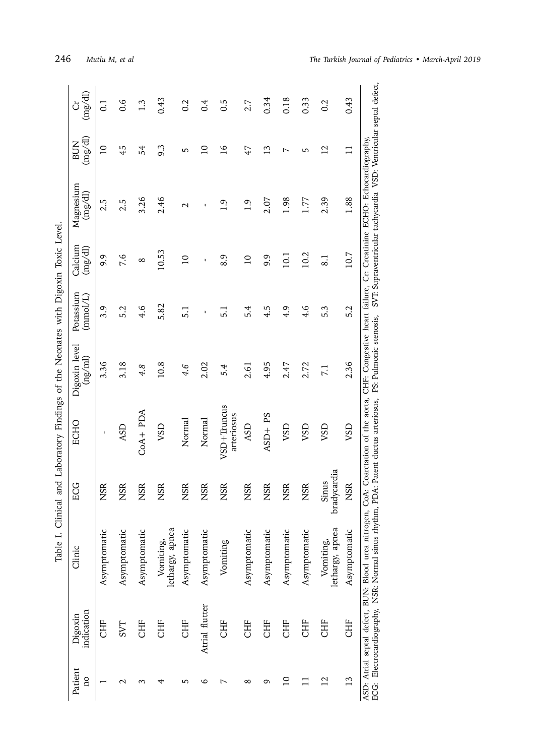Table I. Clinical and Laboratory Findings of the Neonates with Digoxin Toxic Level.

| Patient no | Digoxin indication | Clinic | ECG | ECHO | Digoxin level (ng/ml) | Potassium (mmol/L) | Calcium (mg/dl) | Magnesium (mg/dl) | BUN (mg/dl) | Cr (mg/dl) |
|---|---|---|---|---|---|---|---|---|---|---|
| 1 | CHF | Asymptomatic | NSR | - | 3.36 | 3.9 | 9.9 | 2.5 | 10 | 0.1 |
| 2 | SVT | Asymptomatic | NSR | ASD | 3.18 | 5.2 | 7.6 | 2.5 | 45 | 0.6 |
| 3 | CHF | Asymptomatic | NSR | CoA+ PDA | *4.8* | 4.6 | 8 | 3.26 | 54 | 1.3 |
| 4 | CHF | Vomiting, lethargy, apnea | NSR | VSD | 10.8 | 5.82 | 10.53 | 2.46 | 9.3 | 0.43 |
| 5 | CHF | Asymptomatic | NSR | Normal | *4.6* | 5.1 | 10 | 2 | 5 | 0.2 |
| 6 | Atrial flutter | Asymptomatic | NSR | Normal | 2.02 | - | - | - | 10 | 0.4 |
| 7 | CHF | Vomiting | NSR | VSD+Truncus arteriosus | *5.4* | 5.1 | 8.9 | 1.9 | 16 | 0.5 |
| 8 | CHF | Asymptomatic | NSR | ASD | 2.61 | 5.4 | 10 | 1.9 | 47 | 2.7 |
| 9 | CHF | Asymptomatic | NSR | ASD+ PS | 4.95 | 4.5 | 9.9 | 2.07 | 13 | 0.34 |
| 10 | CHF | Asymptomatic | NSR | VSD | 2.47 | 4.9 | 10.1 | 1.98 | 7 | 0.18 |
| 11 | CHF | Asymptomatic | NSR | VSD | 2.72 | 4.6 | 10.2 | 1.77 | 5 | 0.33 |
| 12 | CHF | Vomiting, lethargy, apnea | Sinus bradycardia | VSD | 7.1 | 5.3 | 8.1 | 2.39 | 12 | 0.2 |
| 13 | CHF | Asymptomatic | NSR | VSD | 2.36 | 5.2 | 10.7 | 1.88 | 11 | 0.43 |

ASD: Atrial septal defect, BUN: Blood urea nitrogen, CoA: Coarctation of the aorta, CHF: Congestive heart failure, Cr: Creatinine ECHO: Echocardiography, ECG: Electrocardiography, NSR: Normal sinus rhythm, PDA: Patent ductus arteriosus, PS: Pulmonic stenosis, SVT: Supraventricular tachycardia VSD: Ventricular septal defect,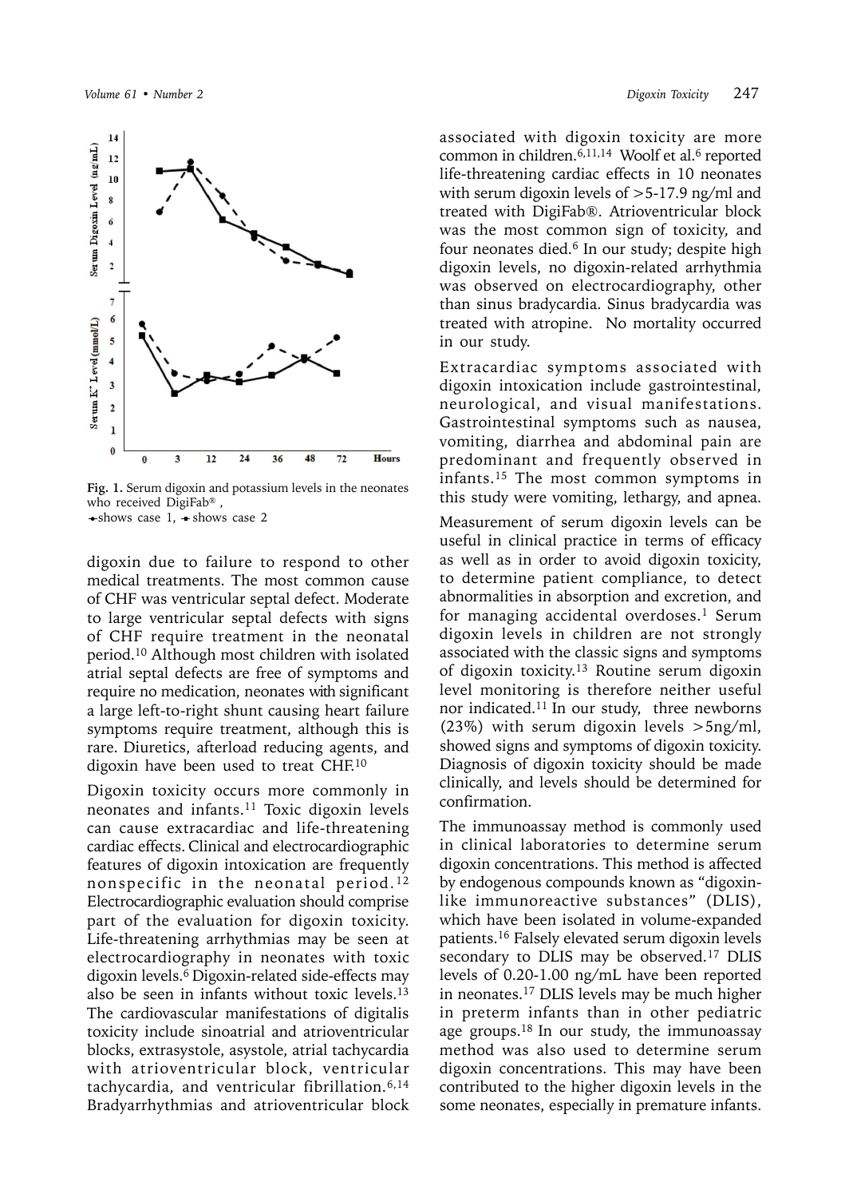Fig. 1. Serum digoxin and potassium levels in the neonates who received DigiFab®, ●shows case 1, ■ shows case 2

digoxin due to failure to respond to other medical treatments. The most common cause of CHF was ventricular septal defect. Moderate to large ventricular septal defects with signs of CHF require treatment in the neonatal period.[10] Although most children with isolated atrial septal defects are free of symptoms and require no medication, neonates with significant a large left-to-right shunt causing heart failure symptoms require treatment, although this is rare. Diuretics, afterload reducing agents, and digoxin have been used to treat CHF.[10]

Digoxin toxicity occurs more commonly in neonates and infants.[11] Toxic digoxin levels can cause extracardiac and life-threatening cardiac effects. Clinical and electrocardiographic features of digoxin intoxication are frequently nonspecific in the neonatal period.[12] Electrocardiographic evaluation should comprise part of the evaluation for digoxin toxicity. Life-threatening arrhythmias may be seen at electrocardiography in neonates with toxic digoxin levels.[6] Digoxin-related side-effects may also be seen in infants without toxic levels.[13] The cardiovascular manifestations of digitalis toxicity include sinoatrial and atrioventricular blocks, extrasystole, asystole, atrial tachycardia with atrioventricular block, ventricular tachycardia, and ventricular fibrillation.[6,14] Bradyarrhythmias and atrioventricular block associated with digoxin toxicity are more common in children.[6,11,14] Woolf et al.[6] reported life-threatening cardiac effects in 10 neonates with serum digoxin levels of >5-17.9 ng/ml and treated with DigiFab®. Atrioventricular block was the most common sign of toxicity, and four neonates died.[6] In our study; despite high digoxin levels, no digoxin-related arrhythmia was observed on electrocardiography, other than sinus bradycardia. Sinus bradycardia was treated with atropine. No mortality occurred in our study.

Extracardiac symptoms associated with digoxin intoxication include gastrointestinal, neurological, and visual manifestations. Gastrointestinal symptoms such as nausea, vomiting, diarrhea and abdominal pain are predominant and frequently observed in infants.[15] The most common symptoms in this study were vomiting, lethargy, and apnea.

Measurement of serum digoxin levels can be useful in clinical practice in terms of efficacy as well as in order to avoid digoxin toxicity, to determine patient compliance, to detect abnormalities in absorption and excretion, and for managing accidental overdoses.[1] Serum digoxin levels in children are not strongly associated with the classic signs and symptoms of digoxin toxicity.[13] Routine serum digoxin level monitoring is therefore neither useful nor indicated.[11] In our study, three newborns (23%) with serum digoxin levels >5ng/ml, showed signs and symptoms of digoxin toxicity. Diagnosis of digoxin toxicity should be made clinically, and levels should be determined for confirmation.

The immunoassay method is commonly used in clinical laboratories to determine serum digoxin concentrations. This method is affected by endogenous compounds known as "digoxin-like immunoreactive substances" (DLIS), which have been isolated in volume-expanded patients.[16] Falsely elevated serum digoxin levels secondary to DLIS may be observed.[17] DLIS levels of 0.20-1.00 ng/mL have been reported in neonates.[17] DLIS levels may be much higher in preterm infants than in other pediatric age groups.[18] In our study, the immunoassay method was also used to determine serum digoxin concentrations. This may have been contributed to the higher digoxin levels in the some neonates, especially in premature infants.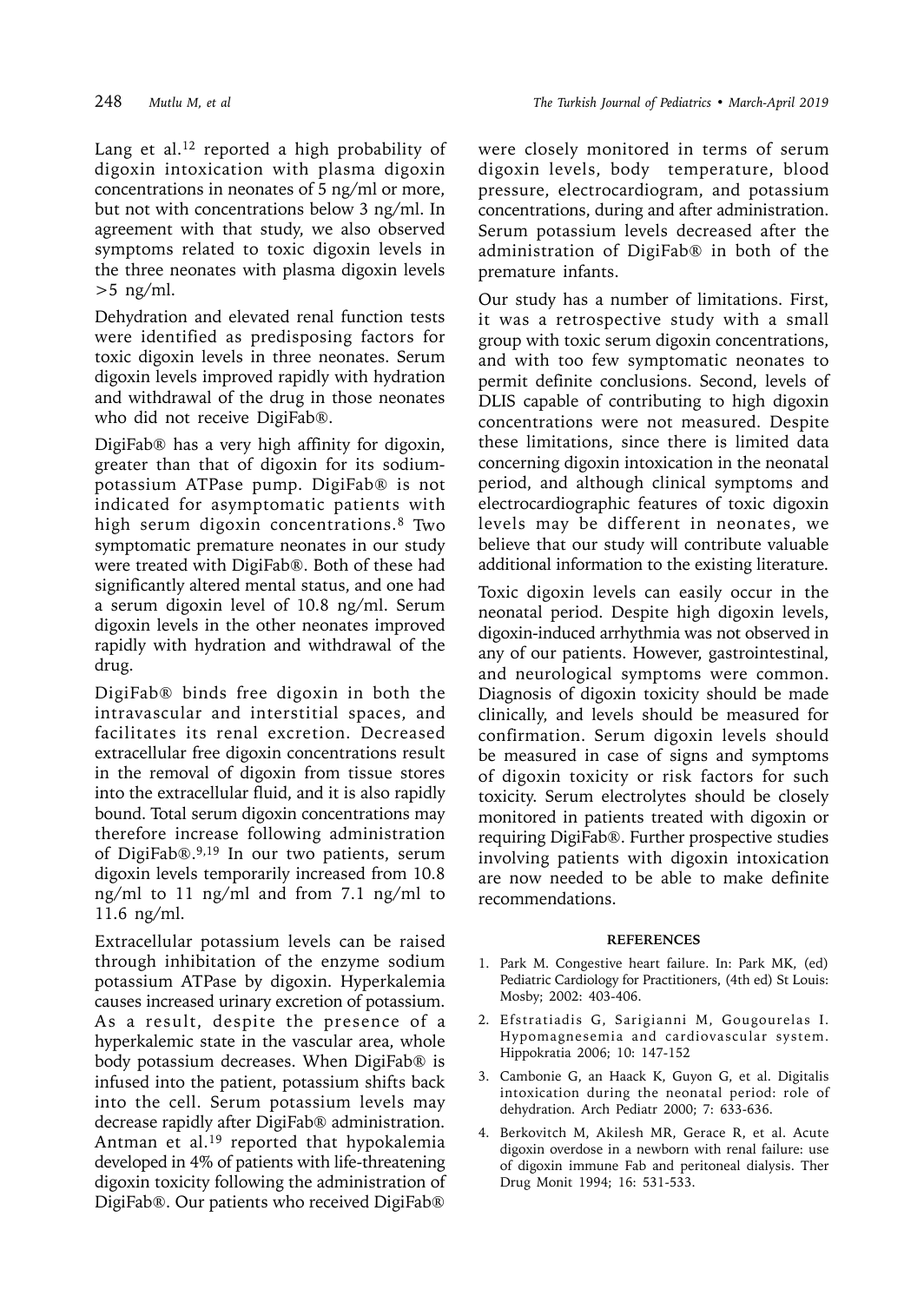Lang et al.[12] reported a high probability of digoxin intoxication with plasma digoxin concentrations in neonates of 5 ng/ml or more, but not with concentrations below 3 ng/ml. In agreement with that study, we also observed symptoms related to toxic digoxin levels in the three neonates with plasma digoxin levels >5 ng/ml.

Dehydration and elevated renal function tests were identified as predisposing factors for toxic digoxin levels in three neonates. Serum digoxin levels improved rapidly with hydration and withdrawal of the drug in those neonates who did not receive DigiFab®.

DigiFab® has a very high affinity for digoxin, greater than that of digoxin for its sodium-potassium ATPase pump. DigiFab® is not indicated for asymptomatic patients with high serum digoxin concentrations.[8] Two symptomatic premature neonates in our study were treated with DigiFab®. Both of these had significantly altered mental status, and one had a serum digoxin level of 10.8 ng/ml. Serum digoxin levels in the other neonates improved rapidly with hydration and withdrawal of the drug.

DigiFab® binds free digoxin in both the intravascular and interstitial spaces, and facilitates its renal excretion. Decreased extracellular free digoxin concentrations result in the removal of digoxin from tissue stores into the extracellular fluid, and it is also rapidly bound. Total serum digoxin concentrations may therefore increase following administration of DigiFab®.[9,19] In our two patients, serum digoxin levels temporarily increased from 10.8 ng/ml to 11 ng/ml and from 7.1 ng/ml to 11.6 ng/ml.

Extracellular potassium levels can be raised through inhibitation of the enzyme sodium potassium ATPase by digoxin. Hyperkalemia causes increased urinary excretion of potassium. As a result, despite the presence of a hyperkalemic state in the vascular area, whole body potassium decreases. When DigiFab® is infused into the patient, potassium shifts back into the cell. Serum potassium levels may decrease rapidly after DigiFab® administration. Antman et al.[19] reported that hypokalemia developed in 4% of patients with life-threatening digoxin toxicity following the administration of DigiFab®. Our patients who received DigiFab® were closely monitored in terms of serum digoxin levels, body temperature, blood pressure, electrocardiogram, and potassium concentrations, during and after administration. Serum potassium levels decreased after the administration of DigiFab® in both of the premature infants.

Our study has a number of limitations. First, it was a retrospective study with a small group with toxic serum digoxin concentrations, and with too few symptomatic neonates to permit definite conclusions. Second, levels of DLIS capable of contributing to high digoxin concentrations were not measured. Despite these limitations, since there is limited data concerning digoxin intoxication in the neonatal period, and although clinical symptoms and electrocardiographic features of toxic digoxin levels may be different in neonates, we believe that our study will contribute valuable additional information to the existing literature.

Toxic digoxin levels can easily occur in the neonatal period. Despite high digoxin levels, digoxin-induced arrhythmia was not observed in any of our patients. However, gastrointestinal, and neurological symptoms were common. Diagnosis of digoxin toxicity should be made clinically, and levels should be measured for confirmation. Serum digoxin levels should be measured in case of signs and symptoms of digoxin toxicity or risk factors for such toxicity. Serum electrolytes should be closely monitored in patients treated with digoxin or requiring DigiFab®. Further prospective studies involving patients with digoxin intoxication are now needed to be able to make definite recommendations.

## REFERENCES

1. Park M. Congestive heart failure. In: Park MK, (ed) Pediatric Cardiology for Practitioners, (4th ed) St Louis: Mosby; 2002: 403-406.
2. Efstratiadis G, Sarigianni M, Gougourelas I. Hypomagnesemia and cardiovascular system. Hippokratia 2006; 10: 147-152
3. Cambonie G, an Haack K, Guyon G, et al. Digitalis intoxication during the neonatal period: role of dehydration. Arch Pediatr 2000; 7: 633-636.
4. Berkovitch M, Akilesh MR, Gerace R, et al. Acute digoxin overdose in a newborn with renal failure: use of digoxin immune Fab and peritoneal dialysis. Ther Drug Monit 1994; 16: 531-533.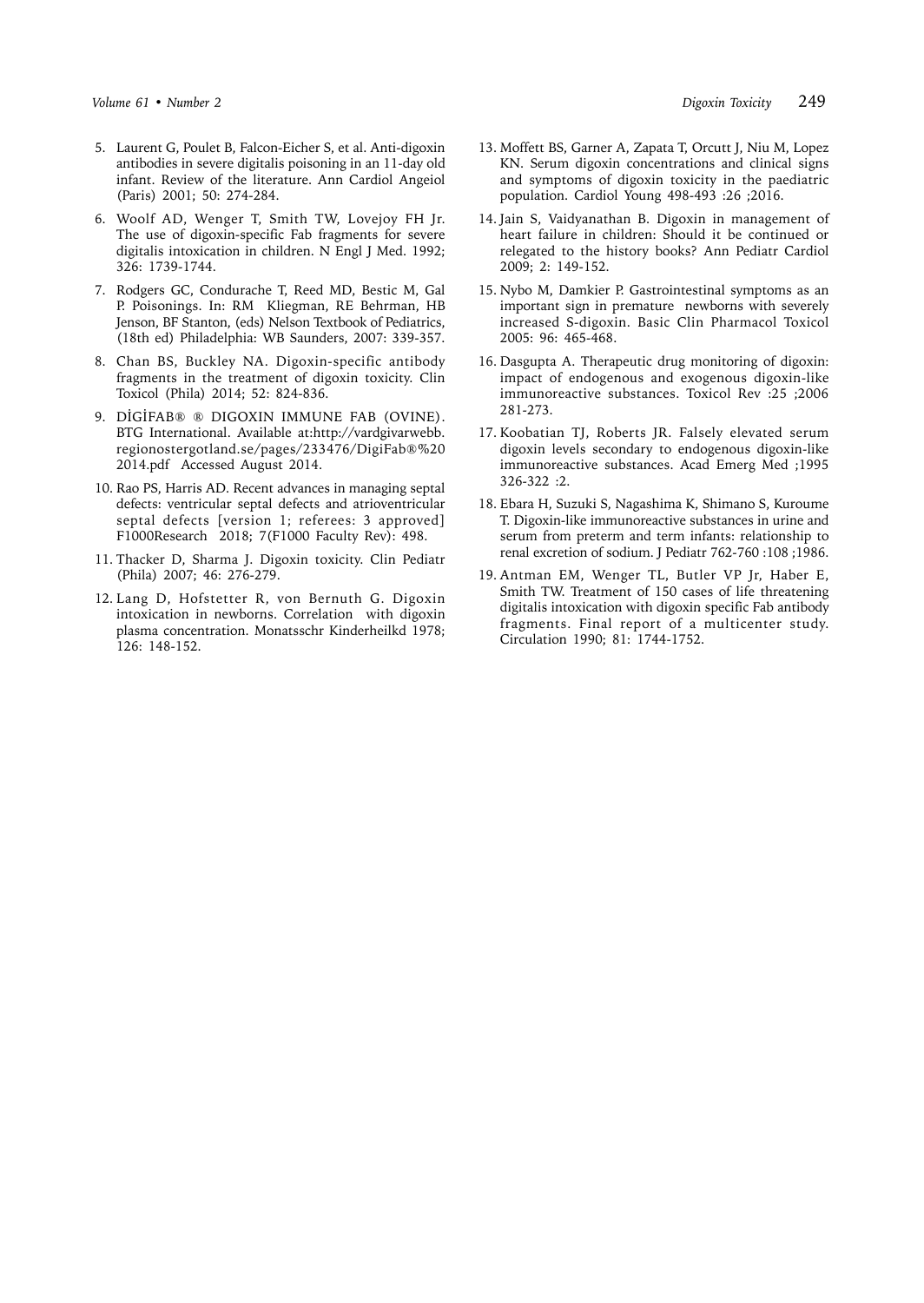5. Laurent G, Poulet B, Falcon-Eicher S, et al. Anti-digoxin antibodies in severe digitalis poisoning in an 11-day old infant. Review of the literature. Ann Cardiol Angeiol (Paris) 2001; 50: 274-284.
6. Woolf AD, Wenger T, Smith TW, Lovejoy FH Jr. The use of digoxin-specific Fab fragments for severe digitalis intoxication in children. N Engl J Med. 1992; 326: 1739-1744.
7. Rodgers GC, Condurache T, Reed MD, Bestic M, Gal P. Poisonings. In: RM Kliegman, RE Behrman, HB Jenson, BF Stanton, (eds) Nelson Textbook of Pediatrics, (18th ed) Philadelphia: WB Saunders, 2007: 339-357.
8. Chan BS, Buckley NA. Digoxin-specific antibody fragments in the treatment of digoxin toxicity. Clin Toxicol (Phila) 2014; 52: 824-836.
9. DİGİFAB® ® DIGOXIN IMMUNE FAB (OVINE). BTG International. Available at:http://vardgivarwebb.regionostergotland.se/pages/233476/DigiFab®%20 2014.pdf Accessed August 2014.
10. Rao PS, Harris AD. Recent advances in managing septal defects: ventricular septal defects and atrioventricular septal defects [version 1; referees: 3 approved] F1000Research 2018; 7(F1000 Faculty Rev): 498.
11. Thacker D, Sharma J. Digoxin toxicity. Clin Pediatr (Phila) 2007; 46: 276-279.
12. Lang D, Hofstetter R, von Bernuth G. Digoxin intoxication in newborns. Correlation with digoxin plasma concentration. Monatsschr Kinderheilkd 1978; 126: 148-152.
13. Moffett BS, Garner A, Zapata T, Orcutt J, Niu M, Lopez KN. Serum digoxin concentrations and clinical signs and symptoms of digoxin toxicity in the paediatric population. Cardiol Young 498-493 :26 ;2016.
14. Jain S, Vaidyanathan B. Digoxin in management of heart failure in children: Should it be continued or relegated to the history books? Ann Pediatr Cardiol 2009; 2: 149-152.
15. Nybo M, Damkier P. Gastrointestinal symptoms as an important sign in premature newborns with severely increased S-digoxin. Basic Clin Pharmacol Toxicol 2005: 96: 465-468.
16. Dasgupta A. Therapeutic drug monitoring of digoxin: impact of endogenous and exogenous digoxin-like immunoreactive substances. Toxicol Rev :25 ;2006 281-273.
17. Koobatian TJ, Roberts JR. Falsely elevated serum digoxin levels secondary to endogenous digoxin-like immunoreactive substances. Acad Emerg Med ;1995 326-322 :2.
18. Ebara H, Suzuki S, Nagashima K, Shimano S, Kuroume T. Digoxin-like immunoreactive substances in urine and serum from preterm and term infants: relationship to renal excretion of sodium. J Pediatr 762-760 :108 ;1986.
19. Antman EM, Wenger TL, Butler VP Jr, Haber E, Smith TW. Treatment of 150 cases of life threatening digitalis intoxication with digoxin specific Fab antibody fragments. Final report of a multicenter study. Circulation 1990; 81: 1744-1752.